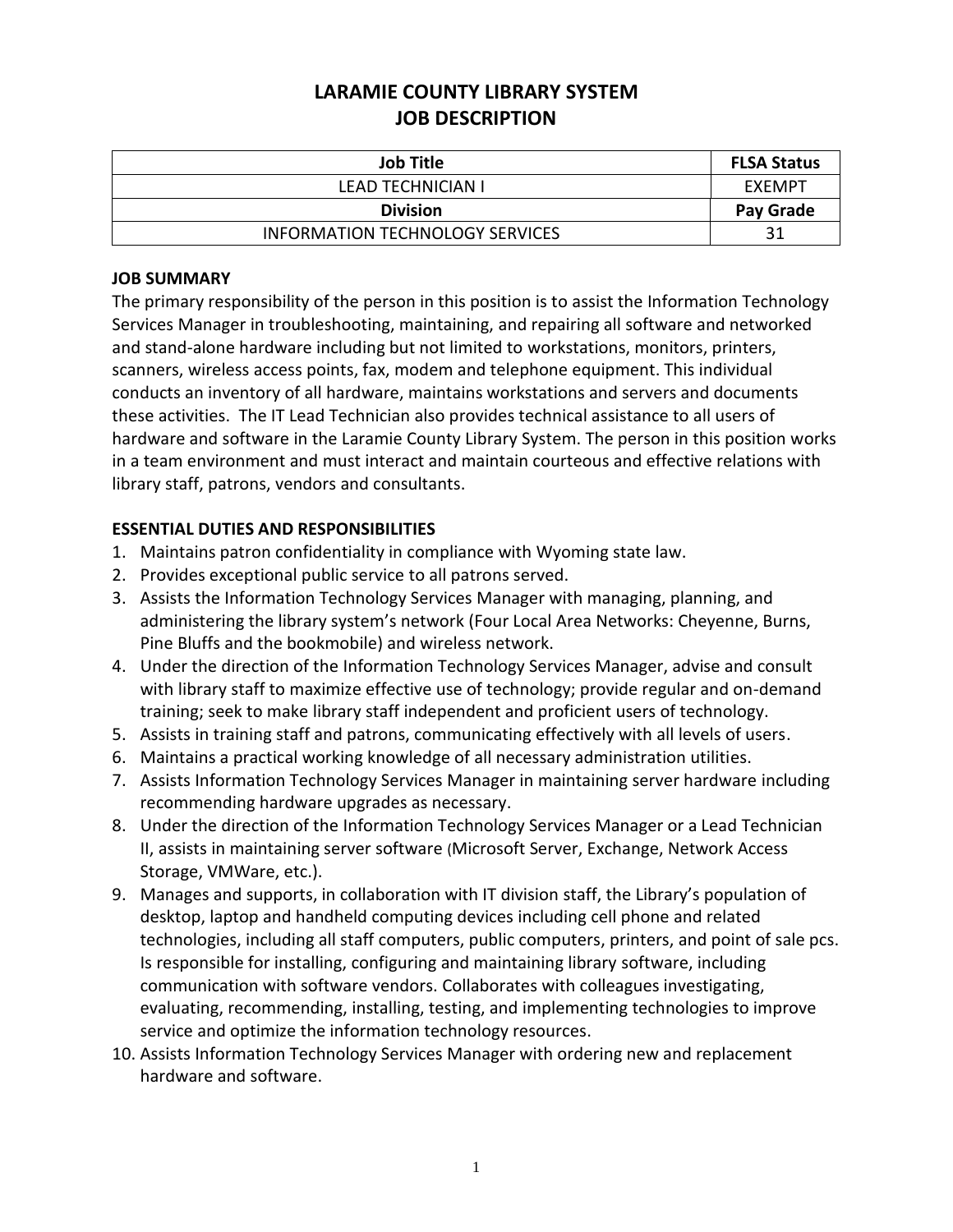# LARAMIE COUNTY LIBRARY SYSTEM
# JOB DESCRIPTION

| Job Title | FLSA Status |
|---|---|
| LEAD TECHNICIAN I | EXEMPT |
| **Division** | **Pay Grade** |
| INFORMATION TECHNOLOGY SERVICES | 31 |

## JOB SUMMARY

The primary responsibility of the person in this position is to assist the Information Technology Services Manager in troubleshooting, maintaining, and repairing all software and networked and stand-alone hardware including but not limited to workstations, monitors, printers, scanners, wireless access points, fax, modem and telephone equipment. This individual conducts an inventory of all hardware, maintains workstations and servers and documents these activities. The IT Lead Technician also provides technical assistance to all users of hardware and software in the Laramie County Library System. The person in this position works in a team environment and must interact and maintain courteous and effective relations with library staff, patrons, vendors and consultants.

## ESSENTIAL DUTIES AND RESPONSIBILITIES

1. Maintains patron confidentiality in compliance with Wyoming state law.
2. Provides exceptional public service to all patrons served.
3. Assists the Information Technology Services Manager with managing, planning, and administering the library system's network (Four Local Area Networks: Cheyenne, Burns, Pine Bluffs and the bookmobile) and wireless network.
4. Under the direction of the Information Technology Services Manager, advise and consult with library staff to maximize effective use of technology; provide regular and on-demand training; seek to make library staff independent and proficient users of technology.
5. Assists in training staff and patrons, communicating effectively with all levels of users.
6. Maintains a practical working knowledge of all necessary administration utilities.
7. Assists Information Technology Services Manager in maintaining server hardware including recommending hardware upgrades as necessary.
8. Under the direction of the Information Technology Services Manager or a Lead Technician II, assists in maintaining server software (Microsoft Server, Exchange, Network Access Storage, VMWare, etc.).
9. Manages and supports, in collaboration with IT division staff, the Library's population of desktop, laptop and handheld computing devices including cell phone and related technologies, including all staff computers, public computers, printers, and point of sale pcs. Is responsible for installing, configuring and maintaining library software, including communication with software vendors. Collaborates with colleagues investigating, evaluating, recommending, installing, testing, and implementing technologies to improve service and optimize the information technology resources.
10. Assists Information Technology Services Manager with ordering new and replacement hardware and software.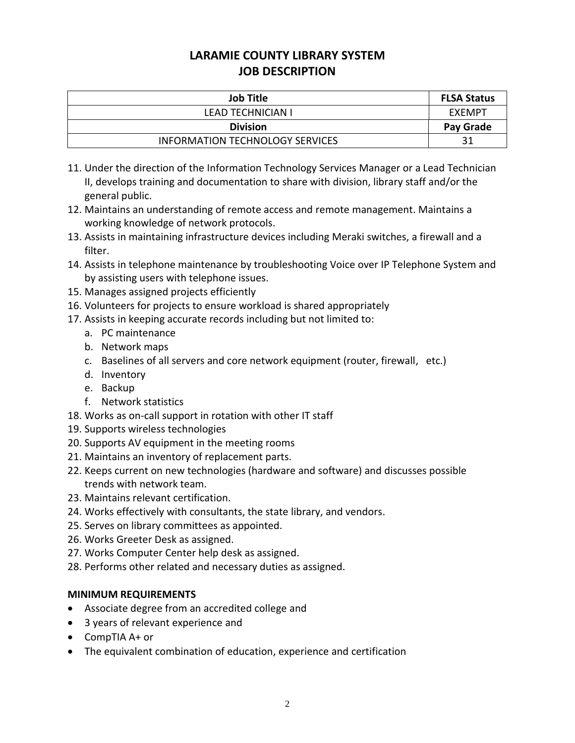# LARAMIE COUNTY LIBRARY SYSTEM
# JOB DESCRIPTION

| Job Title | FLSA Status |
|---|---|
| LEAD TECHNICIAN I | EXEMPT |
| **Division** | **Pay Grade** |
| INFORMATION TECHNOLOGY SERVICES | 31 |

11. Under the direction of the Information Technology Services Manager or a Lead Technician II, develops training and documentation to share with division, library staff and/or the general public.
12. Maintains an understanding of remote access and remote management. Maintains a working knowledge of network protocols.
13. Assists in maintaining infrastructure devices including Meraki switches, a firewall and a filter.
14. Assists in telephone maintenance by troubleshooting Voice over IP Telephone System and by assisting users with telephone issues.
15. Manages assigned projects efficiently
16. Volunteers for projects to ensure workload is shared appropriately
17. Assists in keeping accurate records including but not limited to:
    a. PC maintenance
    b. Network maps
    c. Baselines of all servers and core network equipment (router, firewall, etc.)
    d. Inventory
    e. Backup
    f. Network statistics
18. Works as on-call support in rotation with other IT staff
19. Supports wireless technologies
20. Supports AV equipment in the meeting rooms
21. Maintains an inventory of replacement parts.
22. Keeps current on new technologies (hardware and software) and discusses possible trends with network team.
23. Maintains relevant certification.
24. Works effectively with consultants, the state library, and vendors.
25. Serves on library committees as appointed.
26. Works Greeter Desk as assigned.
27. Works Computer Center help desk as assigned.
28. Performs other related and necessary duties as assigned.

### MINIMUM REQUIREMENTS

- Associate degree from an accredited college and
- 3 years of relevant experience and
- CompTIA A+ or
- The equivalent combination of education, experience and certification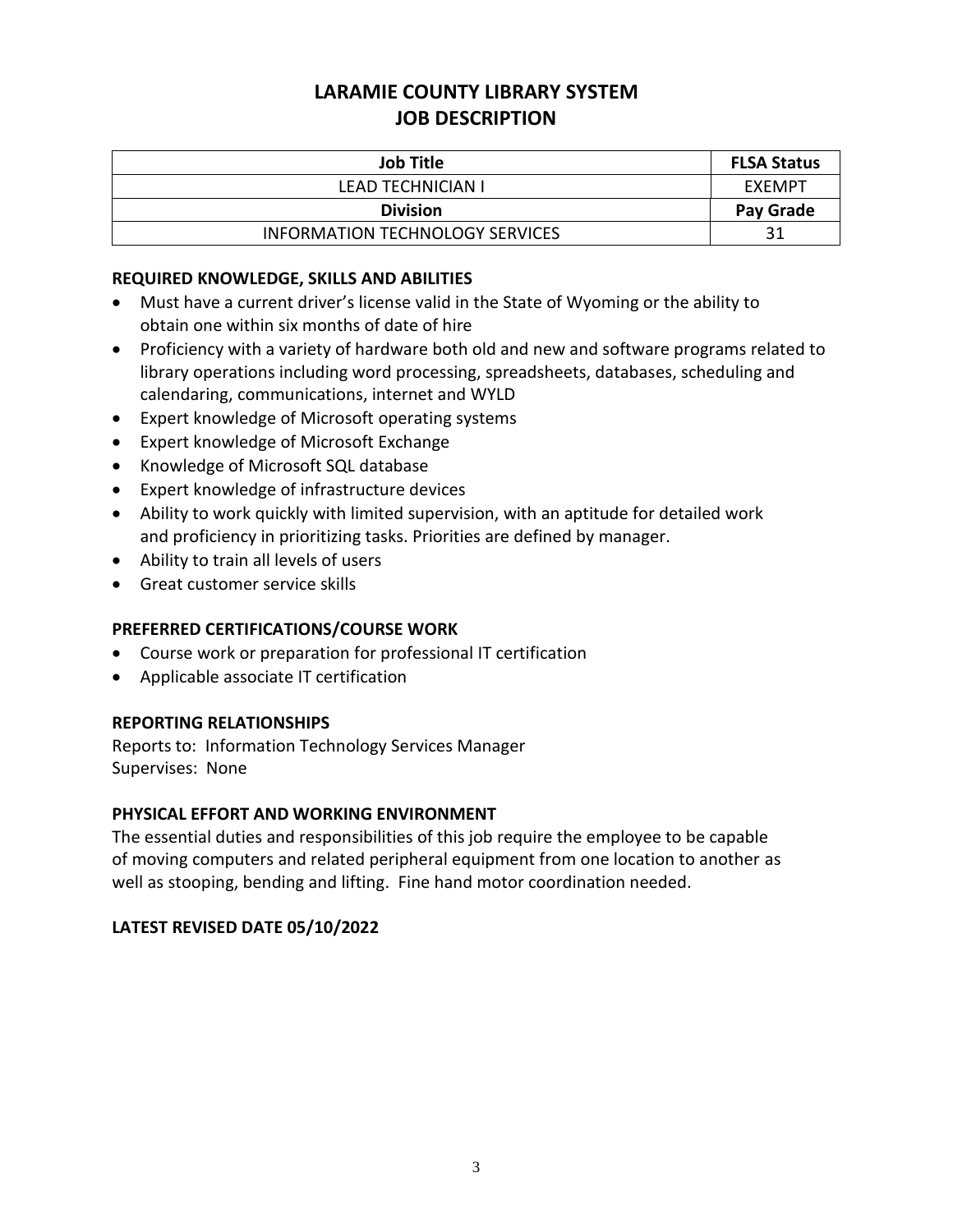# LARAMIE COUNTY LIBRARY SYSTEM
# JOB DESCRIPTION

| Job Title | FLSA Status |
|---|---|
| LEAD TECHNICIAN I | EXEMPT |
| **Division** | **Pay Grade** |
| INFORMATION TECHNOLOGY SERVICES | 31 |

**REQUIRED KNOWLEDGE, SKILLS AND ABILITIES**

- Must have a current driver's license valid in the State of Wyoming or the ability to obtain one within six months of date of hire
- Proficiency with a variety of hardware both old and new and software programs related to library operations including word processing, spreadsheets, databases, scheduling and calendaring, communications, internet and WYLD
- Expert knowledge of Microsoft operating systems
- Expert knowledge of Microsoft Exchange
- Knowledge of Microsoft SQL database
- Expert knowledge of infrastructure devices
- Ability to work quickly with limited supervision, with an aptitude for detailed work and proficiency in prioritizing tasks. Priorities are defined by manager.
- Ability to train all levels of users
- Great customer service skills

**PREFERRED CERTIFICATIONS/COURSE WORK**

- Course work or preparation for professional IT certification
- Applicable associate IT certification

**REPORTING RELATIONSHIPS**

Reports to: Information Technology Services Manager
Supervises: None

**PHYSICAL EFFORT AND WORKING ENVIRONMENT**

The essential duties and responsibilities of this job require the employee to be capable of moving computers and related peripheral equipment from one location to another as well as stooping, bending and lifting. Fine hand motor coordination needed.

**LATEST REVISED DATE 05/10/2022**